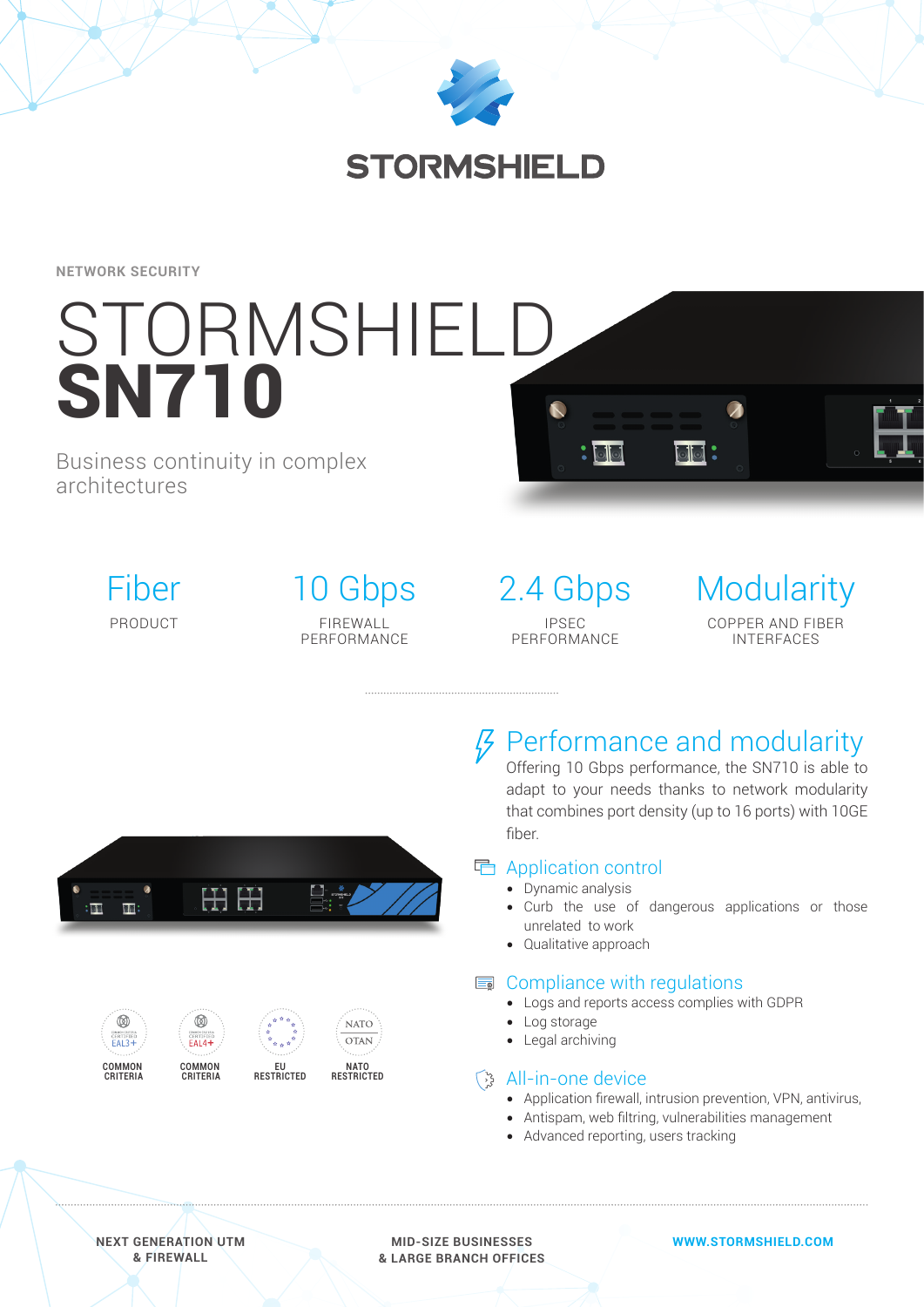STORMSHIELD

NETWORK SECURITY

# STORMSHIELD **SN710**

Business continuity in complex architectures

| Fiber | 10 Gbps | 2.4 Gbps | Modularity |
|---|---|---|---|
| PRODUCT | FIREWALL PERFORMANCE | IPSEC PERFORMANCE | COPPER AND FIBER INTERFACES |

## Performance and modularity

Offering 10 Gbps performance, the SN710 is able to adapt to your needs thanks to network modularity that combines port density (up to 16 ports) with 10GE fiber.

### Application control

- Dynamic analysis
- Curb the use of dangerous applications or those unrelated to work
- Qualitative approach

### Compliance with regulations

- Logs and reports access complies with GDPR
- Log storage
- Legal archiving

### All-in-one device

- Application firewall, intrusion prevention, VPN, antivirus,
- Antispam, web filtring, vulnerabilities management
- Advanced reporting, users tracking

EAL3+ COMMON CRITERIA — EAL4+ COMMON CRITERIA — EU RESTRICTED — NATO OTAN NATO RESTRICTED

NEXT GENERATION UTM & FIREWALL

MID-SIZE BUSINESSES & LARGE BRANCH OFFICES

WWW.STORMSHIELD.COM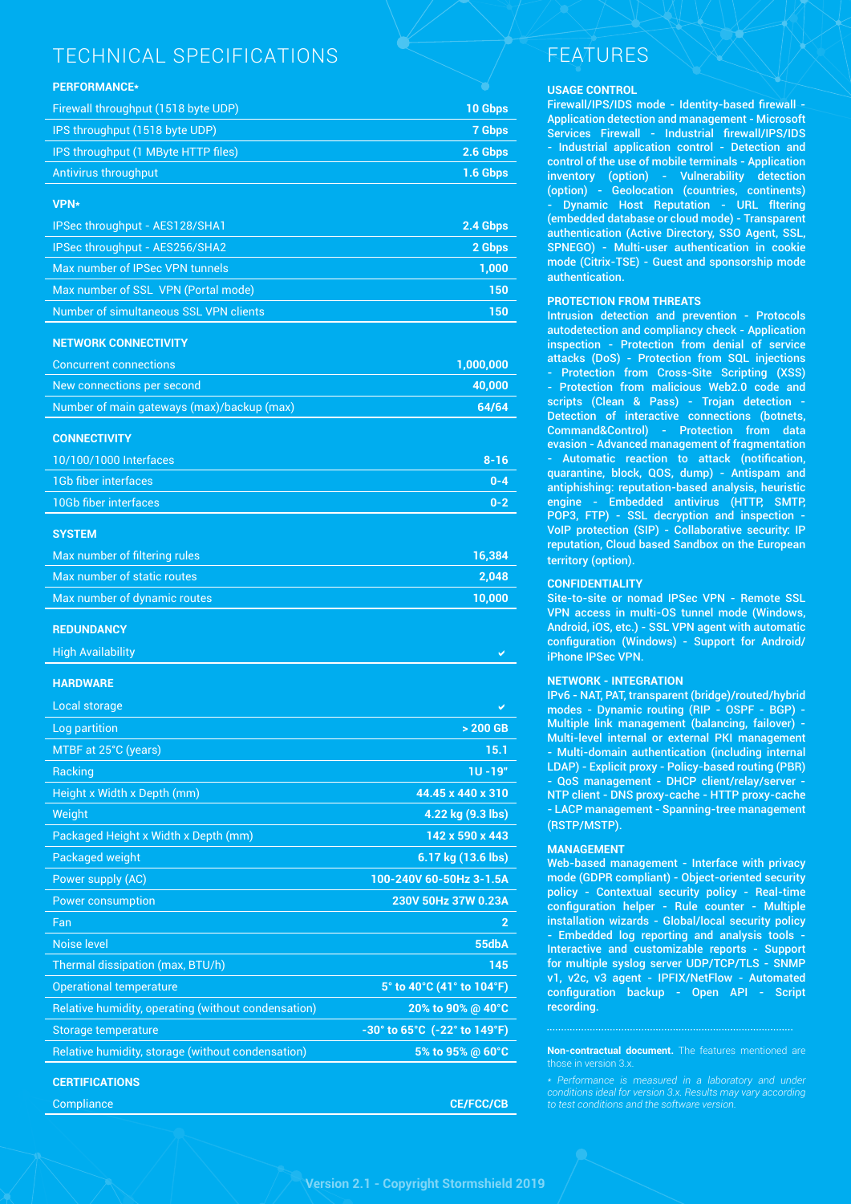# TECHNICAL SPECIFICATIONS

| PERFORMANCE* | |
|---|---|
| Firewall throughput (1518 byte UDP) | 10 Gbps |
| IPS throughput (1518 byte UDP) | 7 Gbps |
| IPS throughput (1 MByte HTTP files) | 2.6 Gbps |
| Antivirus throughput | 1.6 Gbps |

| VPN* | |
|---|---|
| IPSec throughput - AES128/SHA1 | 2.4 Gbps |
| IPSec throughput - AES256/SHA2 | 2 Gbps |
| Max number of IPSec VPN tunnels | 1,000 |
| Max number of SSL VPN (Portal mode) | 150 |
| Number of simultaneous SSL VPN clients | 150 |

| NETWORK CONNECTIVITY | |
|---|---|
| Concurrent connections | 1,000,000 |
| New connections per second | 40,000 |
| Number of main gateways (max)/backup (max) | 64/64 |

| CONNECTIVITY | |
|---|---|
| 10/100/1000 Interfaces | 8-16 |
| 1Gb fiber interfaces | 0-4 |
| 10Gb fiber interfaces | 0-2 |

| SYSTEM | |
|---|---|
| Max number of filtering rules | 16,384 |
| Max number of static routes | 2,048 |
| Max number of dynamic routes | 10,000 |

| REDUNDANCY | |
|---|---|
| High Availability | ✔ |

| HARDWARE | |
|---|---|
| Local storage | ✔ |
| Log partition | > 200 GB |
| MTBF at 25°C (years) | 15.1 |
| Racking | 1U -19" |
| Height x Width x Depth (mm) | 44.45 x 440 x 310 |
| Weight | 4.22 kg (9.3 lbs) |
| Packaged Height x Width x Depth (mm) | 142 x 590 x 443 |
| Packaged weight | 6.17 kg (13.6 lbs) |
| Power supply (AC) | 100-240V 60-50Hz 3-1.5A |
| Power consumption | 230V 50Hz 37W 0.23A |
| Fan | 2 |
| Noise level | 55dbA |
| Thermal dissipation (max, BTU/h) | 145 |
| Operational temperature | 5° to 40°C (41° to 104°F) |
| Relative humidity, operating (without condensation) | 20% to 90% @ 40°C |
| Storage temperature | -30° to 65°C (-22° to 149°F) |
| Relative humidity, storage (without condensation) | 5% to 95% @ 60°C |

| CERTIFICATIONS | |
|---|---|
| Compliance | CE/FCC/CB |

# FEATURES

### USAGE CONTROL

Firewall/IPS/IDS mode - Identity-based firewall - Application detection and management - Microsoft Services Firewall - Industrial firewall/IPS/IDS - Industrial application control - Detection and control of the use of mobile terminals - Application inventory (option) - Vulnerability detection (option) - Geolocation (countries, continents) - Dynamic Host Reputation - URL fltering (embedded database or cloud mode) - Transparent authentication (Active Directory, SSO Agent, SSL, SPNEGO) - Multi-user authentication in cookie mode (Citrix-TSE) - Guest and sponsorship mode authentication.

### PROTECTION FROM THREATS

Intrusion detection and prevention - Protocols autodetection and compliancy check - Application inspection - Protection from denial of service attacks (DoS) - Protection from SQL injections - Protection from Cross-Site Scripting (XSS) - Protection from malicious Web2.0 code and scripts (Clean & Pass) - Trojan detection - Detection of interactive connections (botnets, Command&Control) - Protection from data evasion - Advanced management of fragmentation - Automatic reaction to attack (notification, quarantine, block, QOS, dump) - Antispam and antiphishing: reputation-based analysis, heuristic engine - Embedded antivirus (HTTP, SMTP, POP3, FTP) - SSL decryption and inspection - VoIP protection (SIP) - Collaborative security: IP reputation, Cloud based Sandbox on the European territory (option).

### CONFIDENTIALITY

Site-to-site or nomad IPSec VPN - Remote SSL VPN access in multi-OS tunnel mode (Windows, Android, iOS, etc.) - SSL VPN agent with automatic configuration (Windows) - Support for Android/ iPhone IPSec VPN.

### NETWORK - INTEGRATION

IPv6 - NAT, PAT, transparent (bridge)/routed/hybrid modes - Dynamic routing (RIP - OSPF - BGP) - Multiple link management (balancing, failover) - Multi-level internal or external PKI management - Multi-domain authentication (including internal LDAP) - Explicit proxy - Policy-based routing (PBR) - QoS management - DHCP client/relay/server - NTP client - DNS proxy-cache - HTTP proxy-cache - LACP management - Spanning-tree management (RSTP/MSTP).

### MANAGEMENT

Web-based management - Interface with privacy mode (GDPR compliant) - Object-oriented security policy - Contextual security policy - Real-time configuration helper - Rule counter - Multiple installation wizards - Global/local security policy - Embedded log reporting and analysis tools - Interactive and customizable reports - Support for multiple syslog server UDP/TCP/TLS - SNMP v1, v2c, v3 agent - IPFIX/NetFlow - Automated configuration backup - Open API - Script recording.

**Non-contractual document.** The features mentioned are those in version 3.x.

*\* Performance is measured in a laboratory and under conditions ideal for version 3.x. Results may vary according to test conditions and the software version.*

Version 2.1 - Copyright Stormshield 2019